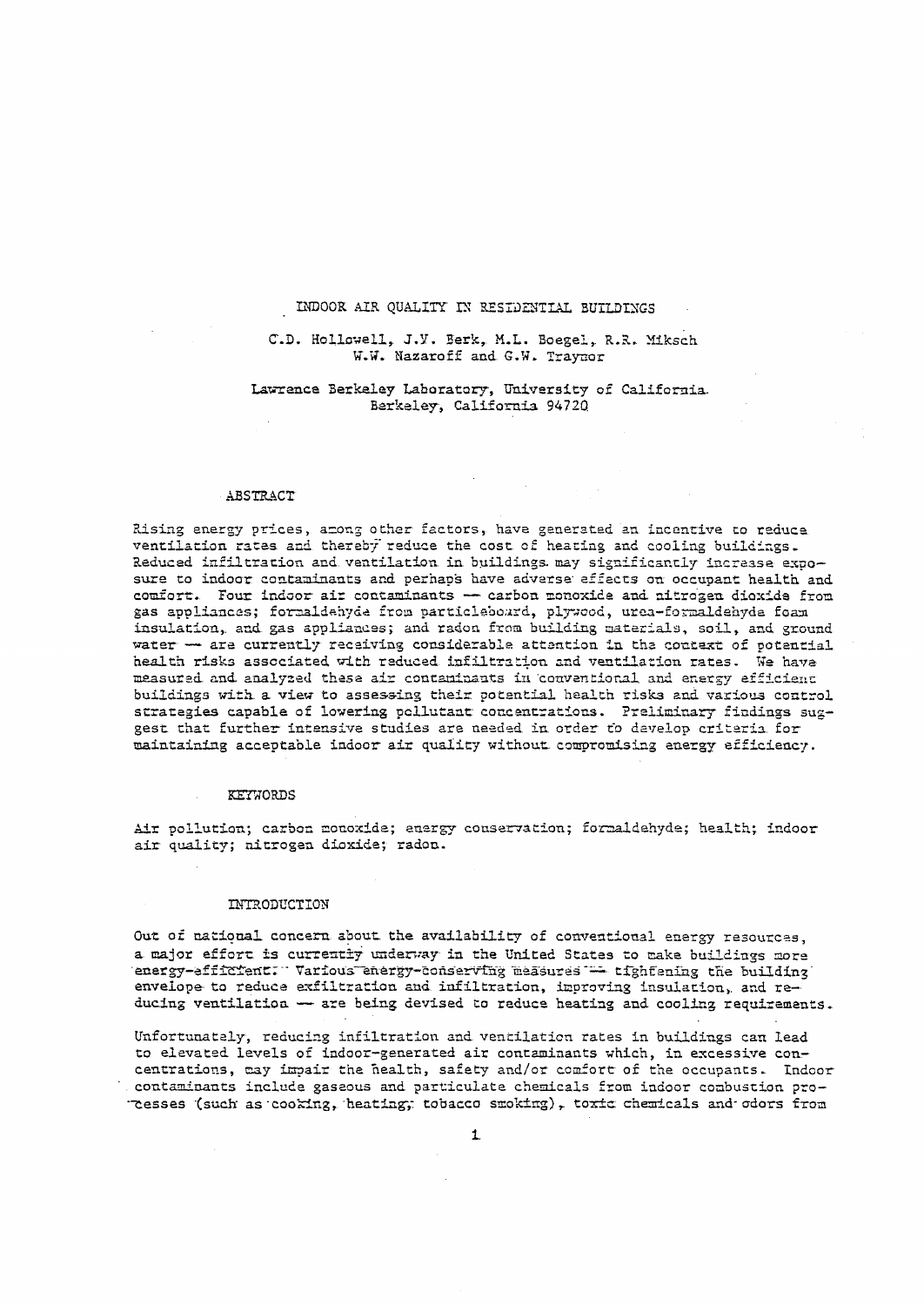# INDOOR AIR QUALITY IN RESIDENTIAL BUILDINGS

C.D. Hollowell, J.V. Berk, M.L. Boegel, R.R. Miksch
W.W. Nazaroff and G.W. Traynor

Lawrence Berkeley Laboratory, University of California
Berkeley, California 94720

## ABSTRACT

Rising energy prices, among other factors, have generated an incentive to reduce ventilation rates and thereby reduce the cost of heating and cooling buildings. Reduced infiltration and ventilation in buildings may significantly increase exposure to indoor contaminants and perhaps have adverse effects on occupant health and comfort. Four indoor air contaminants — carbon monoxide and nitrogen dioxide from gas appliances; formaldehyde from particleboard, plywood, urea-formaldehyde foam insulation, and gas appliances; and radon from building materials, soil, and ground water — are currently receiving considerable attention in the context of potential health risks associated with reduced infiltration and ventilation rates. We have measured and analyzed these air contaminants in conventional and energy efficient buildings with a view to assessing their potential health risks and various control strategies capable of lowering pollutant concentrations. Preliminary findings suggest that further intensive studies are needed in order to develop criteria for maintaining acceptable indoor air quality without compromising energy efficiency.

## KEYWORDS

Air pollution; carbon monoxide; energy conservation; formaldehyde; health; indoor air quality; nitrogen dioxide; radon.

## INTRODUCTION

Out of national concern about the availability of conventional energy resources, a major effort is currently underway in the United States to make buildings more energy-efficient. Various energy-conserving measures — tightening the building envelope to reduce exfiltration and infiltration, improving insulation, and reducing ventilation — are being devised to reduce heating and cooling requirements.

Unfortunately, reducing infiltration and ventilation rates in buildings can lead to elevated levels of indoor-generated air contaminants which, in excessive concentrations, may impair the health, safety and/or comfort of the occupants. Indoor contaminants include gaseous and particulate chemicals from indoor combustion processes (such as cooking, heating, tobacco smoking), toxic chemicals and odors from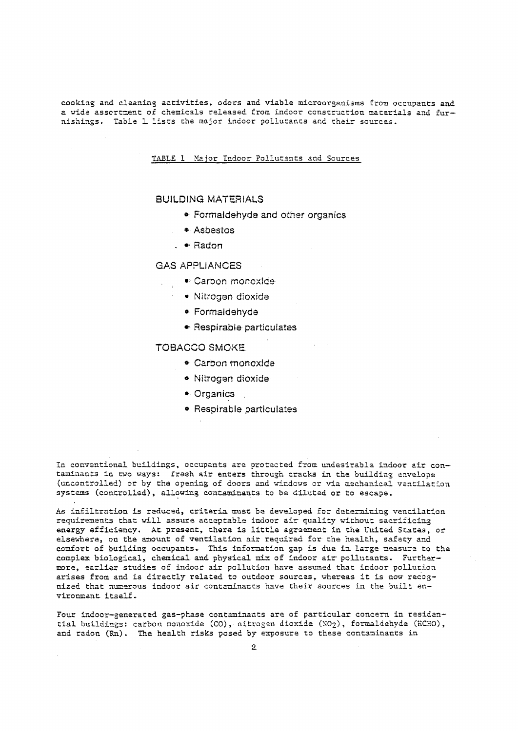cooking and cleaning activities, odors and viable microorganisms from occupants and a wide assortment of chemicals released from indoor construction materials and furnishings. Table 1 lists the major indoor pollutants and their sources.

TABLE 1 Major Indoor Pollutants and Sources

BUILDING MATERIALS

- Formaldehyde and other organics
- Asbestos
- Radon

GAS APPLIANCES

- Carbon monoxide
- Nitrogen dioxide
- Formaldehyde
- Respirable particulates

TOBACCO SMOKE

- Carbon monoxide
- Nitrogen dioxide
- Organics
- Respirable particulates

In conventional buildings, occupants are protected from undesirable indoor air contaminants in two ways: fresh air enters through cracks in the building envelope (uncontrolled) or by the opening of doors and windows or via mechanical ventilation systems (controlled), allowing contaminants to be diluted or to escape.

As infiltration is reduced, criteria must be developed for determining ventilation requirements that will assure acceptable indoor air quality without sacrificing energy efficiency. At present, there is little agreement in the United States, or elsewhere, on the amount of ventilation air required for the health, safety and comfort of building occupants. This information gap is due in large measure to the complex biological, chemical and physical mix of indoor air pollutants. Furthermore, earlier studies of indoor air pollution have assumed that indoor pollution arises from and is directly related to outdoor sources, whereas it is now recognized that numerous indoor air contaminants have their sources in the built environment itself.

Four indoor-generated gas-phase contaminants are of particular concern in residential buildings: carbon monoxide (CO), nitrogen dioxide ($NO_2$), formaldehyde (HCHO), and radon (Rn). The health risks posed by exposure to these contaminants in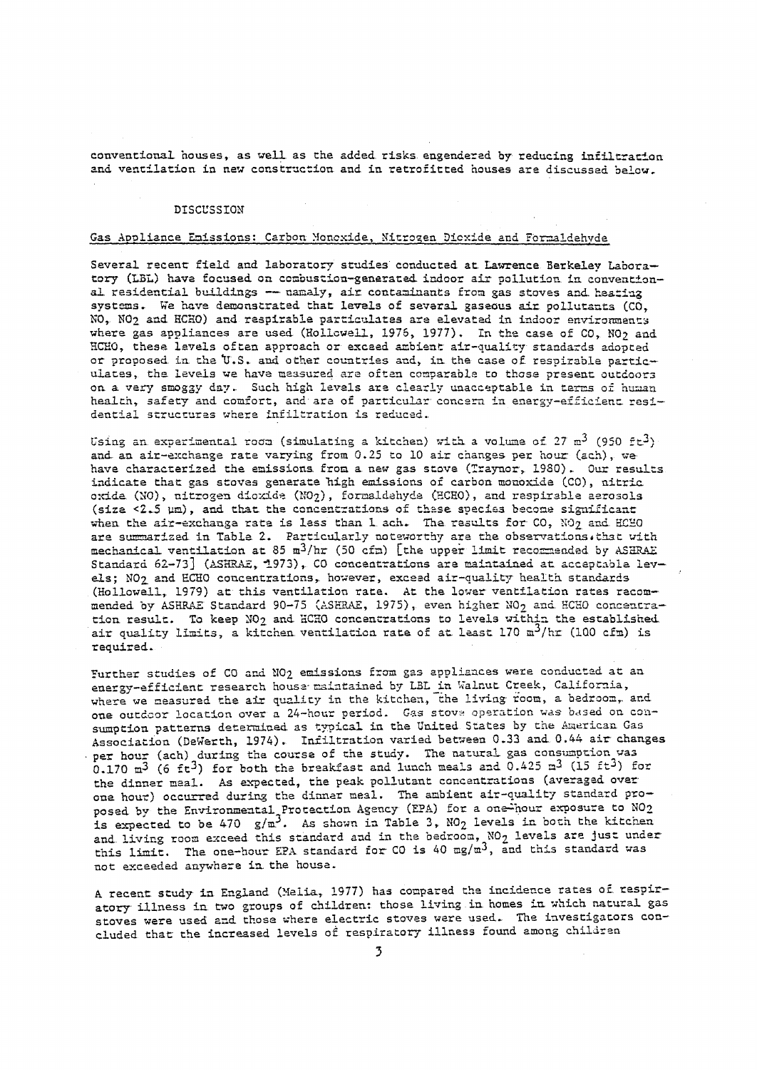conventional houses, as well as the added risks engendered by reducing infiltration and ventilation in new construction and in retrofitted houses are discussed below.

## DISCUSSION

### Gas Appliance Emissions: Carbon Monoxide, Nitrogen Dioxide and Formaldehyde

Several recent field and laboratory studies conducted at Lawrence Berkeley Laboratory (LBL) have focused on combustion-generated indoor air pollution in conventional residential buildings -- namely, air contaminants from gas stoves and heating systems. We have demonstrated that levels of several gaseous air pollutants (CO, NO, $NO_2$ and HCHO) and respirable particulates are elevated in indoor environments where gas appliances are used (Hollowell, 1976, 1977). In the case of CO, $NO_2$ and HCHO, these levels often approach or exceed ambient air-quality standards adopted or proposed in the U.S. and other countries and, in the case of respirable particulates, the levels we have measured are often comparable to those present outdoors on a very smoggy day. Such high levels are clearly unacceptable in terms of human health, safety and comfort, and are of particular concern in energy-efficient residential structures where infiltration is reduced.

Using an experimental room (simulating a kitchen) with a volume of 27 $m^3$ (950 $ft^3$) and an air-exchange rate varying from 0.25 to 10 air changes per hour (ach), we have characterized the emissions from a new gas stove (Traynor, 1980). Our results indicate that gas stoves generate high emissions of carbon monoxide (CO), nitric oxide (NO), nitrogen dioxide ($NO_2$), formaldehyde (HCHO), and respirable aerosols (size <2.5 μm), and that the concentrations of these species become significant when the air-exchange rate is less than 1 ach. The results for CO, $NO_2$ and HCHO are summarized in Table 2. Particularly noteworthy are the observations that with mechanical ventilation at 85 $m^3$/hr (50 cfm) [the upper limit recommended by ASHRAE Standard 62-73] (ASHRAE, 1973), CO concentrations are maintained at acceptable levels; $NO_2$ and HCHO concentrations, however, exceed air-quality health standards (Hollowell, 1979) at this ventilation rate. At the lower ventilation rates recommended by ASHRAE Standard 90-75 (ASHRAE, 1975), even higher $NO_2$ and HCHO concentration result. To keep $NO_2$ and HCHO concentrations to levels within the established air quality limits, a kitchen ventilation rate of at least 170 $m^3$/hr (100 cfm) is required.

Further studies of CO and $NO_2$ emissions from gas appliances were conducted at an energy-efficient research house maintained by LBL in Walnut Creek, California, where we measured the air quality in the kitchen, the living room, a bedroom, and one outdoor location over a 24-hour period. Gas stove operation was based on consumption patterns determined as typical in the United States by the American Gas Association (DeWerth, 1974). Infiltration varied between 0.33 and 0.44 air changes per hour (ach) during the course of the study. The natural gas consumption was 0.170 $m^3$ (6 $ft^3$) for both the breakfast and lunch meals and 0.425 $m^3$ (15 $ft^3$) for the dinner meal. As expected, the peak pollutant concentrations (averaged over one hour) occurred during the dinner meal. The ambient air-quality standard proposed by the Environmental Protection Agency (EPA) for a one-hour exposure to $NO_2$ is expected to be 470 g/$m^3$. As shown in Table 3, $NO_2$ levels in both the kitchen and living room exceed this standard and in the bedroom, $NO_2$ levels are just under this limit. The one-hour EPA standard for CO is 40 mg/$m^3$, and this standard was not exceeded anywhere in the house.

A recent study in England (Melia, 1977) has compared the incidence rates of respiratory illness in two groups of children: those living in homes in which natural gas stoves were used and those where electric stoves were used. The investigators concluded that the increased levels of respiratory illness found among children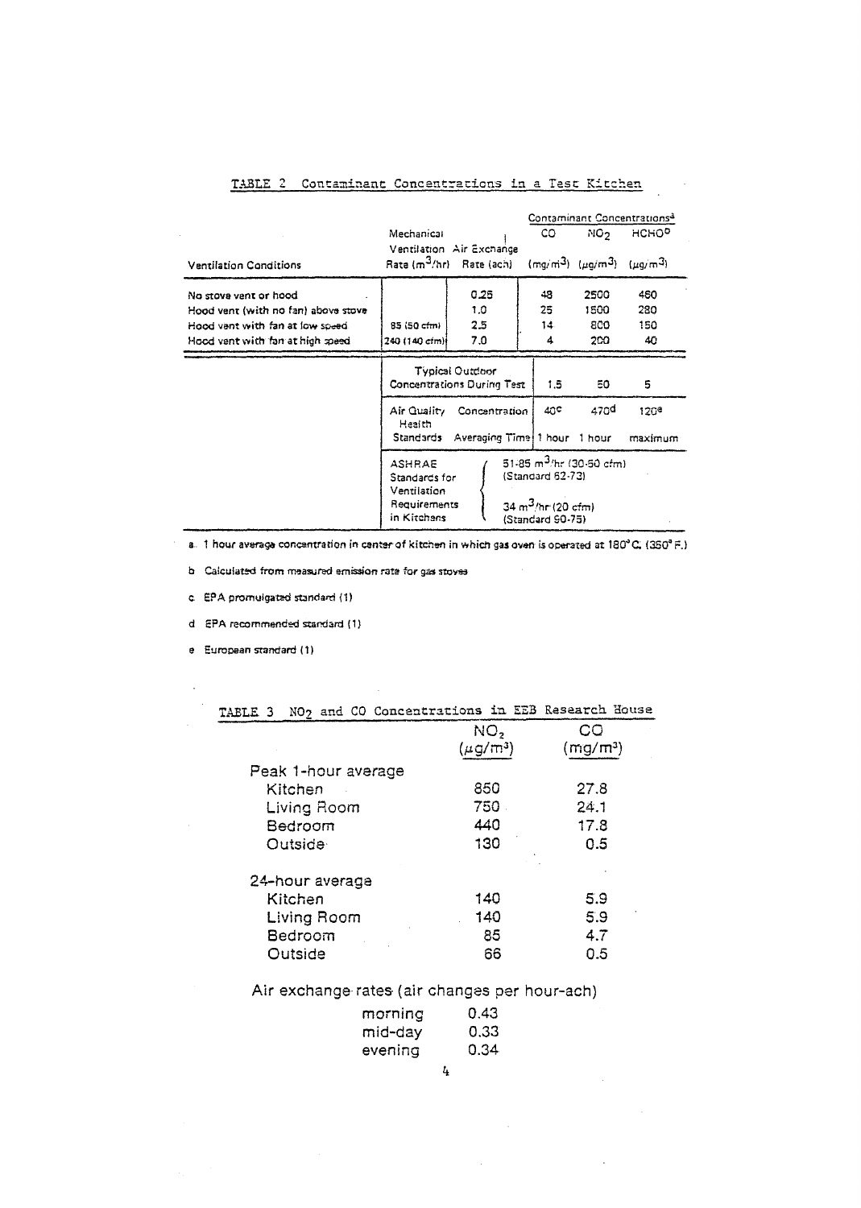TABLE 2 Contaminant Concentrations in a Test Kitchen

| Ventilation Conditions | Mechanical Ventilation Rate ($m^3$/hr) | Air Exchange Rate (ach) | CO ($mg/m^3$) | $NO_2$ ($\mu g/m^3$) | HCHO[b] ($\mu g/m^3$) |
|---|---|---|---|---|---|
| | | | Contaminant Concentrations[a] | | |
| No stove vent or hood | | 0.25 | 48 | 2500 | 460 |
| Hood vent (with no fan) above stove | | 1.0 | 25 | 1500 | 280 |
| Hood vent with fan at low speed | 85 (50 cfm) | 2.5 | 14 | 800 | 150 |
| Hood vent with fan at high speed | 240 (140 cfm) | 7.0 | 4 | 200 | 40 |
| | Typical Outdoor Concentrations During Test | | 1.5 | 50 | 5 |
| | Air Quality Health Standards | Concentration | 40[c] | 470[d] | 120[e] |
| | | Averaging Time | 1 hour | 1 hour | maximum |
| | ASHRAE Standards for Ventilation Requirements in Kitchens | | 51-85 $m^3$/hr (30-50 cfm) (Standard 62-73); 34 $m^3$/hr (20 cfm) (Standard 90-75) | | |

a. 1 hour average concentration in center of kitchen in which gas oven is operated at 180°C. (350°F.)

b Calculated from measured emission rate for gas stoves

c EPA promulgated standard (1)

d EPA recommended standard (1)

e European standard (1)

TABLE 3 $NO_2$ and CO Concentrations in EEB Research House

| | $NO_2$ ($\mu g/m^3$) | CO ($mg/m^3$) |
|---|---|---|
| Peak 1-hour average | | |
| Kitchen | 850 | 27.8 |
| Living Room | 750 | 24.1 |
| Bedroom | 440 | 17.8 |
| Outside | 130 | 0.5 |
| 24-hour average | | |
| Kitchen | 140 | 5.9 |
| Living Room | 140 | 5.9 |
| Bedroom | 85 | 4.7 |
| Outside | 66 | 0.5 |

Air exchange rates (air changes per hour-ach)

| | |
|---|---|
| morning | 0.43 |
| mid-day | 0.33 |
| evening | 0.34 |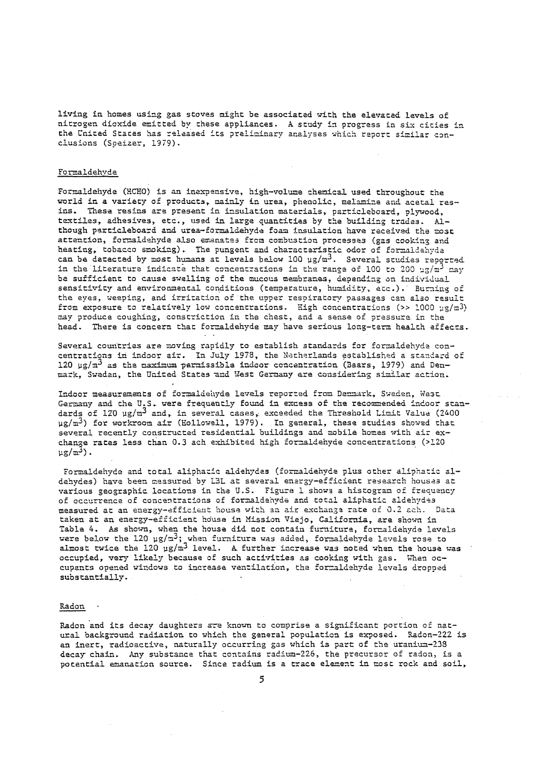living in homes using gas stoves might be associated with the elevated levels of nitrogen dioxide emitted by these appliances. A study in progress in six cities in the United States has released its preliminary analyses which report similar conclusions (Speizer, 1979).

## Formaldehyde

Formaldehyde (HCHO) is an inexpensive, high-volume chemical used throughout the world in a variety of products, mainly in urea, phenolic, melamine and acetal resins. These resins are present in insulation materials, particleboard, plywood, textiles, adhesives, etc., used in large quantities by the building trades. Although particleboard and urea-formaldehyde foam insulation have received the most attention, formaldehyde also emanates from combustion processes (gas cooking and heating, tobacco smoking). The pungent and characteristic odor of formaldehyde can be detected by most humans at levels below 100 $\mu g/m^3$. Several studies reported in the literature indicate that concentrations in the range of 100 to 200 $\mu g/m^3$ may be sufficient to cause swelling of the mucous membranes, depending on individual sensitivity and environmental conditions (temperature, humidity, etc.). Burning of the eyes, weeping, and irritation of the upper respiratory passages can also result from exposure to relatively low concentrations. High concentrations (>> 1000 $\mu g/m^3$) may produce coughing, constriction in the chest, and a sense of pressure in the head. There is concern that formaldehyde may have serious long-term health effects.

Several countries are moving rapidly to establish standards for formaldehyde concentrations in indoor air. In July 1978, the Netherlands established a standard of 120 $\mu g/m^3$ as the maximum permissible indoor concentration (Baars, 1979) and Denmark, Sweden, the United States and West Germany are considering similar action.

Indoor measurements of formaldehyde levels reported from Denmark, Sweden, West Germany and the U.S. were frequently found in excess of the recommended indoor standards of 120 $\mu g/m^3$ and, in several cases, exceeded the Threshold Limit Value (2400 $\mu g/m^3$) for workroom air (Hollowell, 1979). In general, these studies showed that several recently constructed residential buildings and mobile homes with air exchange rates less than 0.3 ach exhibited high formaldehyde concentrations (>120 $\mu g/m^3$).

Formaldehyde and total aliphatic aldehydes (formaldehyde plus other aliphatic aldehydes) have been measured by LBL at several energy-efficient research houses at various geographic locations in the U.S. Figure 1 shows a histogram of frequency of occurrence of concentrations of formaldehyde and total aliphatic aldehydes measured at an energy-efficient house with an air exchange rate of 0.2 ach. Data taken at an energy-efficient house in Mission Viejo, California, are shown in Table 4. As shown, when the house did not contain furniture, formaldehyde levels were below the 120 $\mu g/m^3$; when furniture was added, formaldehyde levels rose to almost twice the 120 $\mu g/m^3$ level. A further increase was noted when the house was occupied, very likely because of such activities as cooking with gas. When occupants opened windows to increase ventilation, the formaldehyde levels dropped substantially.

## Radon

Radon and its decay daughters are known to comprise a significant portion of natural background radiation to which the general population is exposed. Radon-222 is an inert, radioactive, naturally occurring gas which is part of the uranium-238 decay chain. Any substance that contains radium-226, the precursor of radon, is a potential emanation source. Since radium is a trace element in most rock and soil,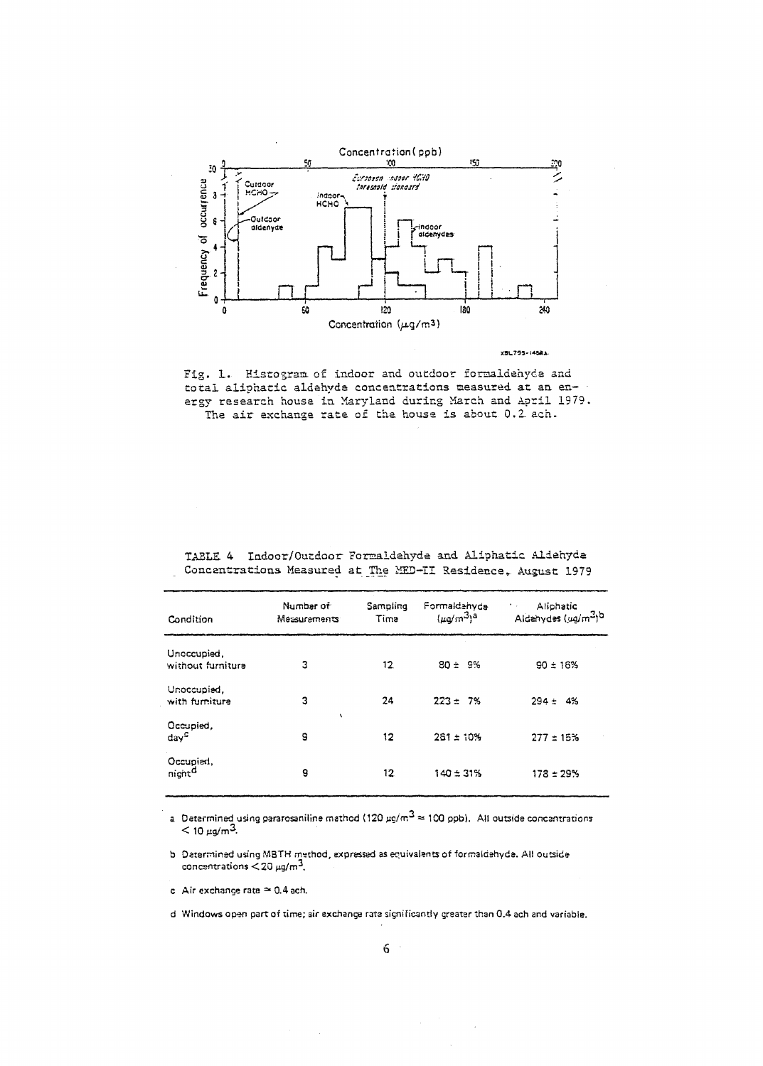Fig. 1. Histogram of indoor and outdoor formaldehyde and total aliphatic aldehyde concentrations measured at an energy research house in Maryland during March and April 1979. The air exchange rate of the house is about 0.2 ach.

TABLE 4 Indoor/Outdoor Formaldehyde and Aliphatic Aldehyde Concentrations Measured at The MED-II Residence, August 1979

| Condition | Number of Measurements | Sampling Time | Formaldehyde ($\mu g/m^3$)[a] | Aliphatic Aldehydes ($\mu g/m^3$)[b] |
|---|---|---|---|---|
| Unoccupied, without furniture | 3 | 12 | 80 ± 9% | 90 ± 16% |
| Unoccupied, with furniture | 3 | 24 | 223 ± 7% | 294 ± 4% |
| Occupied, day[c] | 9 | 12 | 261 ± 10% | 277 ± 15% |
| Occupied, night[d] | 9 | 12 | 140 ± 31% | 178 ± 29% |

a Determined using pararosaniline method (120 $\mu g/m^3 \approx$ 100 ppb). All outside concentrations < 10 $\mu g/m^3$.

b Determined using MBTH method, expressed as equivalents of formaldehyde. All outside concentrations < 20 $\mu g/m^3$.

c Air exchange rate ≃ 0.4 ach.

d Windows open part of time; air exchange rate significantly greater than 0.4 ach and variable.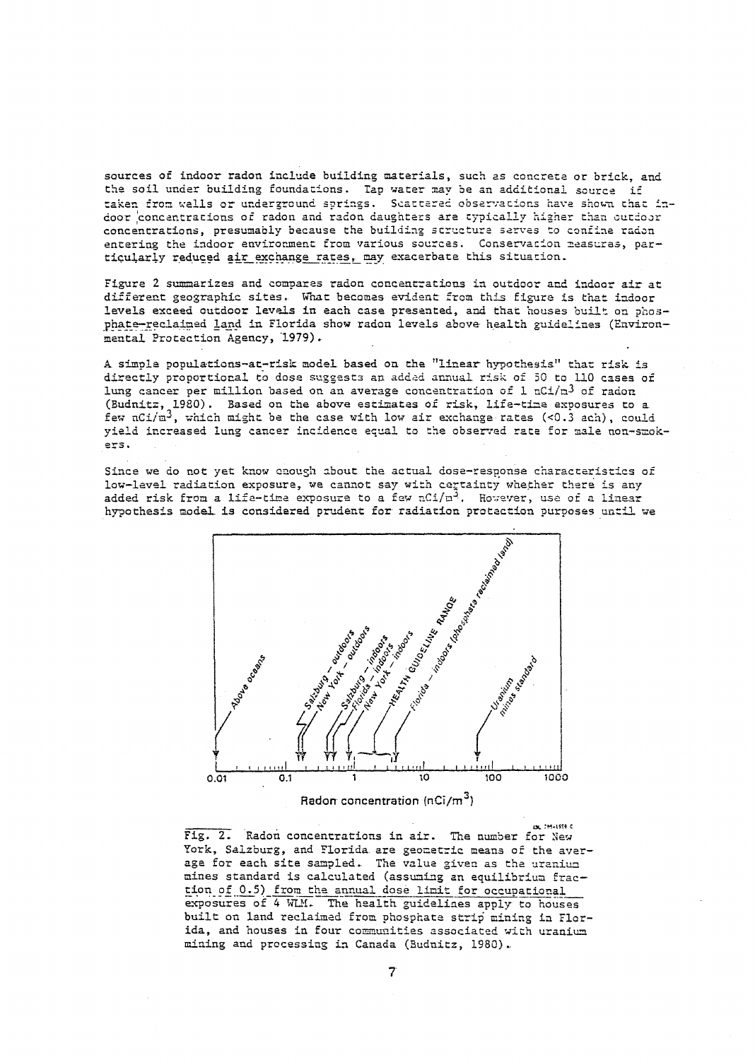sources of indoor radon include building materials, such as concrete or brick, and the soil under building foundations. Tap water may be an additional source if taken from wells or underground springs. Scattered observations have shown that indoor concentrations of radon and radon daughters are typically higher than outdoor concentrations, presumably because the building structure serves to confine radon entering the indoor environment from various sources. Conservation measures, particularly reduced air exchange rates, may exacerbate this situation.

Figure 2 summarizes and compares radon concentrations in outdoor and indoor air at different geographic sites. What becomes evident from this figure is that indoor levels exceed outdoor levels in each case presented, and that houses built on phosphate-reclaimed land in Florida show radon levels above health guidelines (Environmental Protection Agency, 1979).

A simple populations-at-risk model based on the "linear hypothesis" that risk is directly proportional to dose suggests an added annual risk of 50 to 110 cases of lung cancer per million based on an average concentration of 1 $nCi/m^3$ of radon (Budnitz, 1980). Based on the above estimates of risk, life-time exposures to a few $nCi/m^3$, which might be the case with low air exchange rates (<0.3 ach), could yield increased lung cancer incidence equal to the observed rate for male non-smokers.

Since we do not yet know enough about the actual dose-response characteristics of low-level radiation exposure, we cannot say with certainty whether there is any added risk from a life-time exposure to a few $nCi/m^3$. However, use of a linear hypothesis model is considered prudent for radiation protection purposes until we

Above oceans; Salzburg – outdoors; New York – outdoors; Salzburg – indoors; Florida – indoors; New York – indoors; HEALTH GUIDELINE RANGE; Florida – indoors (phosphate reclaimed land); Uranium mines standard

0.01 — 0.1 — 1 — 10 — 100 — 1000

Radon concentration ($nCi/m^3$)

Fig. 2. Radon concentrations in air. The number for New York, Salzburg, and Florida are geometric means of the average for each site sampled. The value given as the uranium mines standard is calculated (assuming an equilibrium fraction of 0.5) from the annual dose limit for occupational exposures of 4 WLM. The health guidelines apply to houses built on land reclaimed from phosphate strip mining in Florida, and houses in four communities associated with uranium mining and processing in Canada (Budnitz, 1980).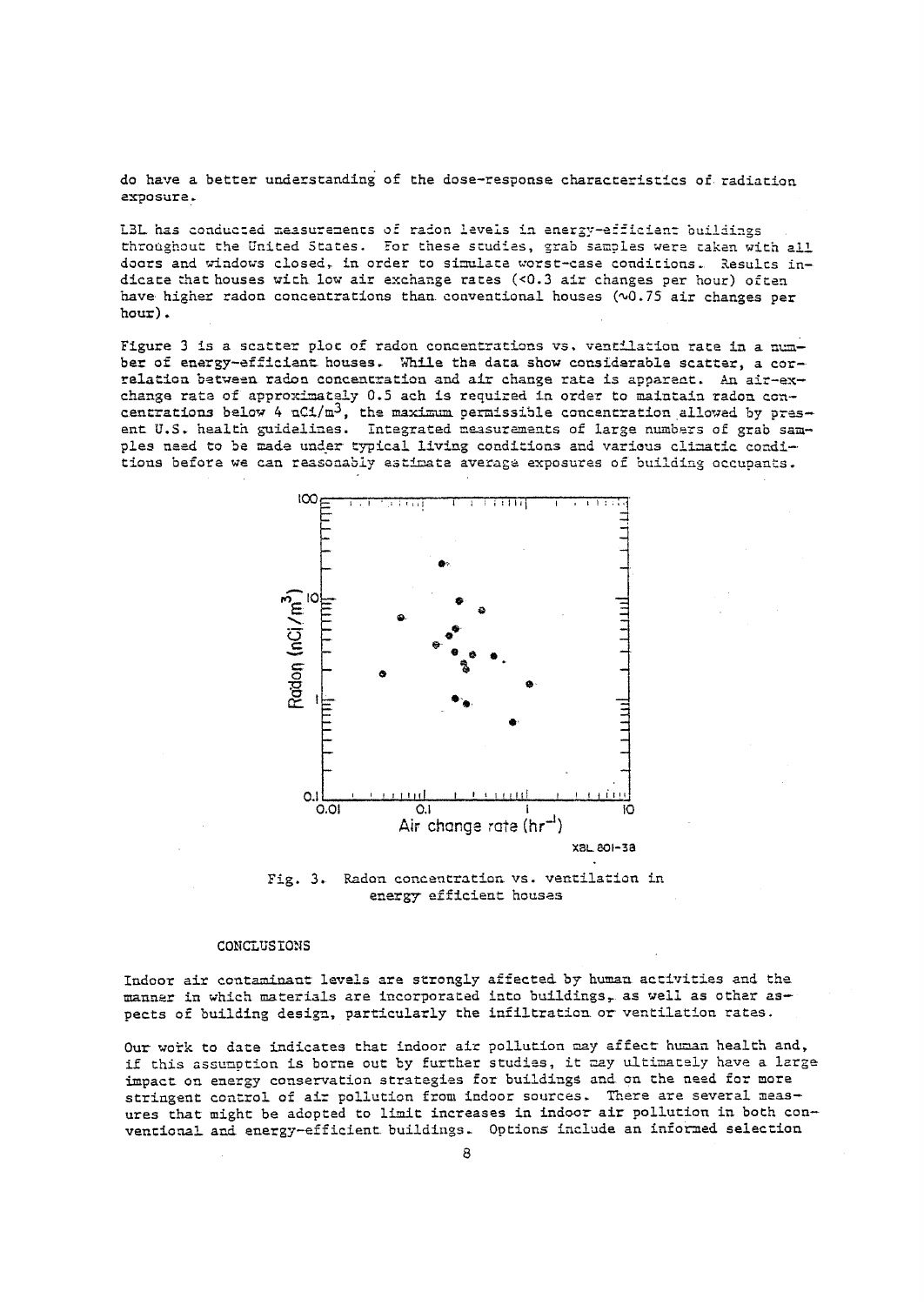do have a better understanding of the dose-response characteristics of radiation exposure.

LBL has conducted measurements of radon levels in energy-efficient buildings throughout the United States. For these studies, grab samples were taken with all doors and windows closed, in order to simulate worst-case conditions. Results indicate that houses with low air exchange rates (<0.3 air changes per hour) often have higher radon concentrations than conventional houses (~0.75 air changes per hour).

Figure 3 is a scatter plot of radon concentrations vs. ventilation rate in a number of energy-efficient houses. While the data show considerable scatter, a correlation between radon concentration and air change rate is apparent. An air-exchange rate of approximately 0.5 ach is required in order to maintain radon concentrations below 4 $nCi/m^3$, the maximum permissible concentration allowed by present U.S. health guidelines. Integrated measurements of large numbers of grab samples need to be made under typical living conditions and various climatic conditions before we can reasonably estimate average exposures of building occupants.

Fig. 3. Radon concentration vs. ventilation in energy efficient houses

## CONCLUSIONS

Indoor air contaminant levels are strongly affected by human activities and the manner in which materials are incorporated into buildings, as well as other aspects of building design, particularly the infiltration or ventilation rates.

Our work to date indicates that indoor air pollution may affect human health and, if this assumption is borne out by further studies, it may ultimately have a large impact on energy conservation strategies for buildings and on the need for more stringent control of air pollution from indoor sources. There are several measures that might be adopted to limit increases in indoor air pollution in both conventional and energy-efficient buildings. Options include an informed selection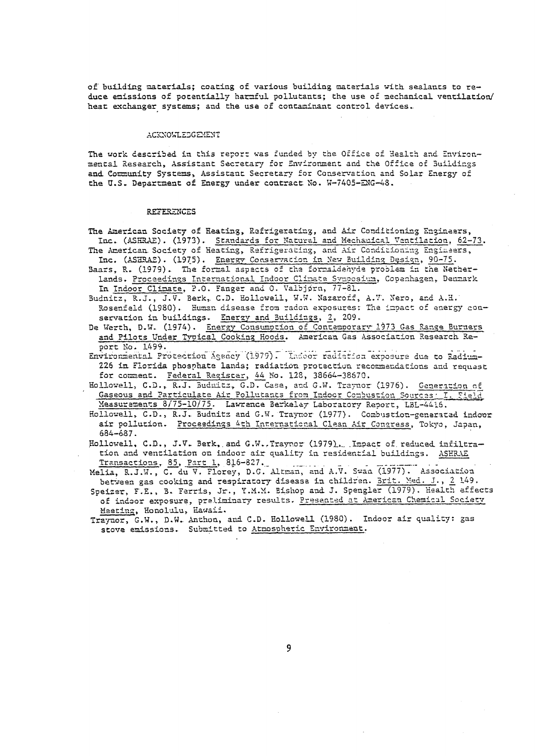of building materials; coating of various building materials with sealants to reduce emissions of potentially harmful pollutants; the use of mechanical ventilation/heat exchanger systems; and the use of contaminant control devices.

## ACKNOWLEDGEMENT

The work described in this report was funded by the Office of Health and Environmental Research, Assistant Secretary for Environment and the Office of Buildings and Community Systems, Assistant Secretary for Conservation and Solar Energy of the U.S. Department of Energy under contract No. W-7405-ENG-48.

## REFERENCES

The American Society of Heating, Refrigerating, and Air Conditioning Engineers, Inc. (ASHRAE). (1973). Standards for Natural and Mechanical Ventilation, 62-73.

The American Society of Heating, Refrigerating, and Air Conditioning Engineers, Inc. (ASHRAE). (1975). Energy Conservation in New Building Design, 90-75.

Baars, R. (1979). The formal aspects of the formaldehyde problem in the Netherlands. Proceedings International Indoor Climate Symposium, Copenhagen, Denmark In Indoor Climate, P.O. Fanger and O. Valbjørn, 77-81.

Budnitz, R.J., J.V. Berk, C.D. Hollowell, W.W. Nazaroff, A.V. Nero, and A.H. Rosenfeld (1980). Human disease from radon exposures: The impact of energy conservation in buildings. Energy and Buildings, 2, 209.

De Werth, D.W. (1974). Energy Consumption of Contemporary 1973 Gas Range Burners and Pilots Under Typical Cooking Hoods. American Gas Association Research Report No. 1499.

Environmental Protection Agency (1979). Indoor radiation exposure due to Radium-226 in Florida phosphate lands; radiation protection recommendations and request for comment. Federal Register, 44 No. 128, 38664-38670.

Hollowell, C.D., R.J. Budnitz, G.D. Case, and G.W. Traynor (1976). Generation of Gaseous and Particulate Air Pollutants from Indoor Combustion Sources: I. Field Measurements 8/75-10/75. Lawrence Berkeley Laboratory Report, LBL-4416.

Hollowell, C.D., R.J. Budnitz and G.W. Traynor (1977). Combustion-generated indoor air pollution. Proceedings 4th International Clean Air Congress, Tokyo, Japan, 684-687.

Hollowell, C.D., J.V. Berk, and G.W. Traynor (1979). Impact of reduced infiltration and ventilation on indoor air quality in residential buildings. ASHRAE Transactions, 85, Part 1, 816-827.

Melia, R.J.W., C. du V. Florey, D.G. Altman, and A.V. Swan (1977). Association between gas cooking and respiratory disease in children. Brit. Med. J., 2 149.

Speizer, F.E., B. Ferris, Jr., Y.M.M. Bishop and J. Spengler (1979). Health effects of indoor exposure, preliminary results. Presented at American Chemical Society Meeting, Honolulu, Hawaii.

Traynor, G.W., D.W. Anthon, and C.D. Hollowell (1980). Indoor air quality: gas stove emissions. Submitted to Atmospheric Environment.